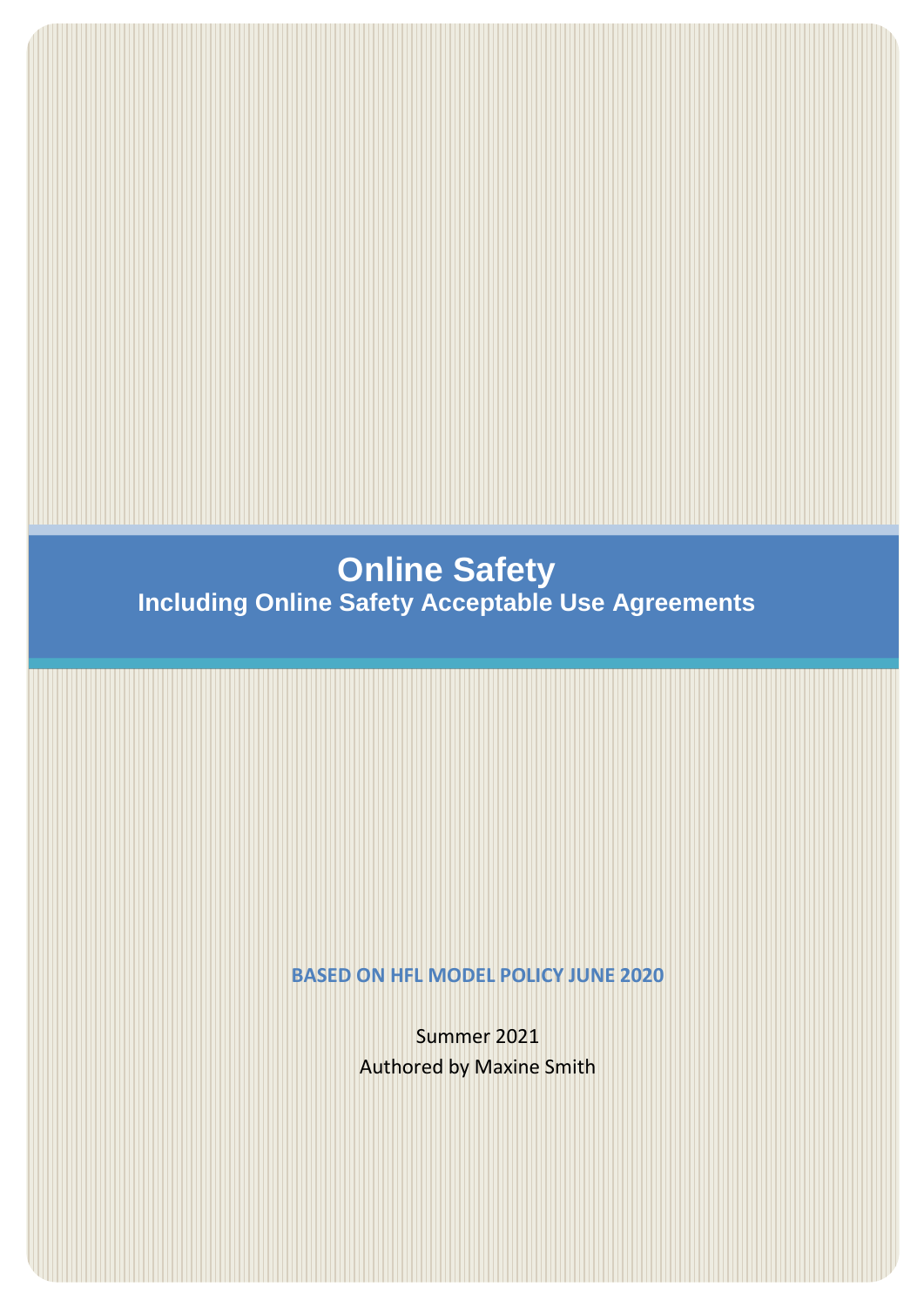# Online Safety

## Including Online Safety Acceptable Use Agreements

**BASED ON HFL MODEL POLICY JUNE 2020**

Summer 2021

Authored by Maxine Smith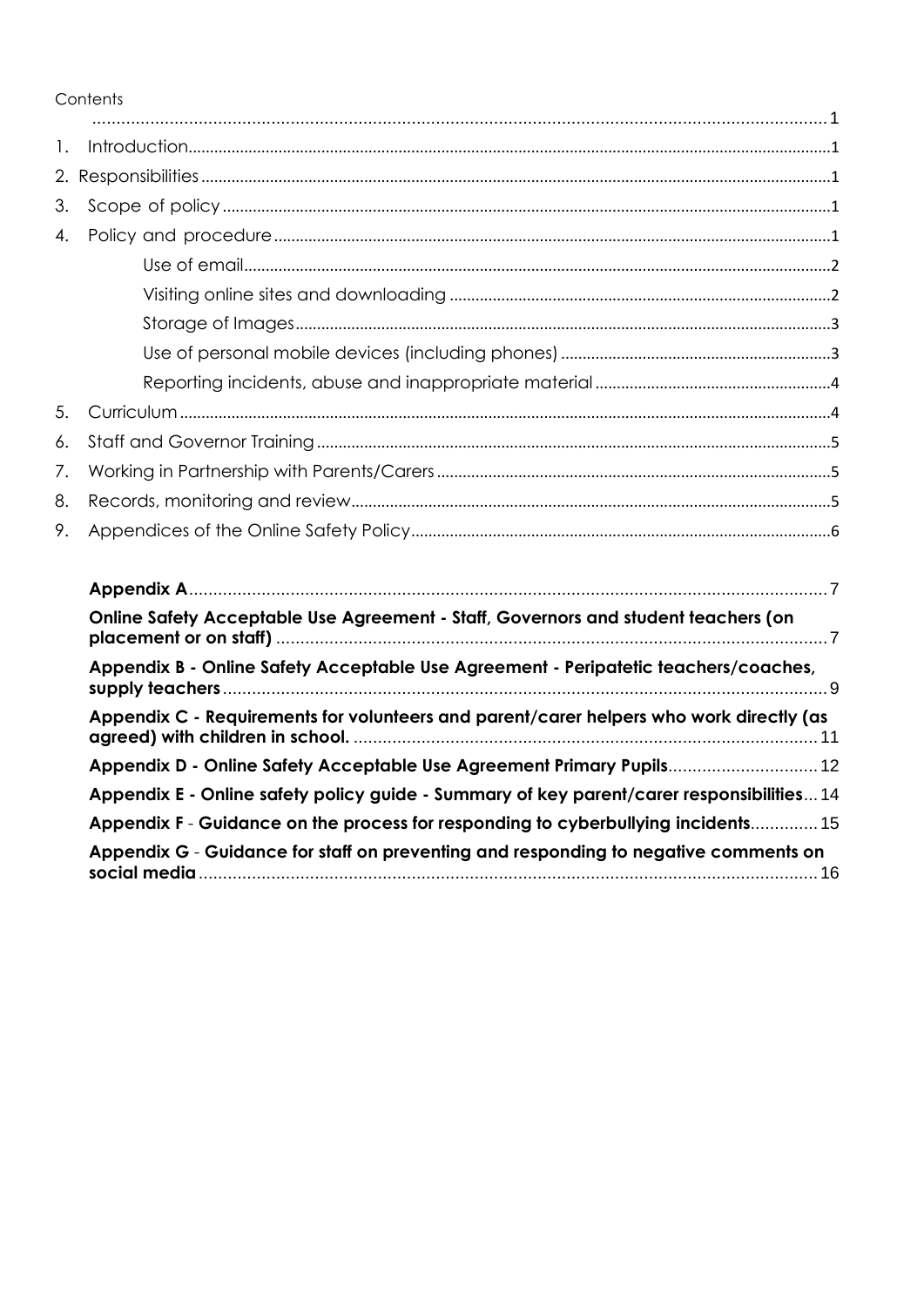Contents

1. Introduction ........ 1
2. Responsibilities ........ 1
3. Scope of policy ........ 1
4. Policy and procedure ........ 1
   - Use of email ........ 2
   - Visiting online sites and downloading ........ 2
   - Storage of Images ........ 3
   - Use of personal mobile devices (including phones) ........ 3
   - Reporting incidents, abuse and inappropriate material ........ 4
5. Curriculum ........ 4
6. Staff and Governor Training ........ 5
7. Working in Partnership with Parents/Carers ........ 5
8. Records, monitoring and review ........ 5
9. Appendices of the Online Safety Policy ........ 6

**Appendix A** ........ 7

**Online Safety Acceptable Use Agreement - Staff, Governors and student teachers (on placement or on staff)** ........ 7

**Appendix B - Online Safety Acceptable Use Agreement - Peripatetic teachers/coaches, supply teachers** ........ 9

**Appendix C - Requirements for volunteers and parent/carer helpers who work directly (as agreed) with children in school.** ........ 11

**Appendix D - Online Safety Acceptable Use Agreement Primary Pupils** ........ 12

**Appendix E - Online safety policy guide - Summary of key parent/carer responsibilities** ........ 14

**Appendix F** - **Guidance on the process for responding to cyberbullying incidents** ........ 15

**Appendix G** - **Guidance for staff on preventing and responding to negative comments on social media** ........ 16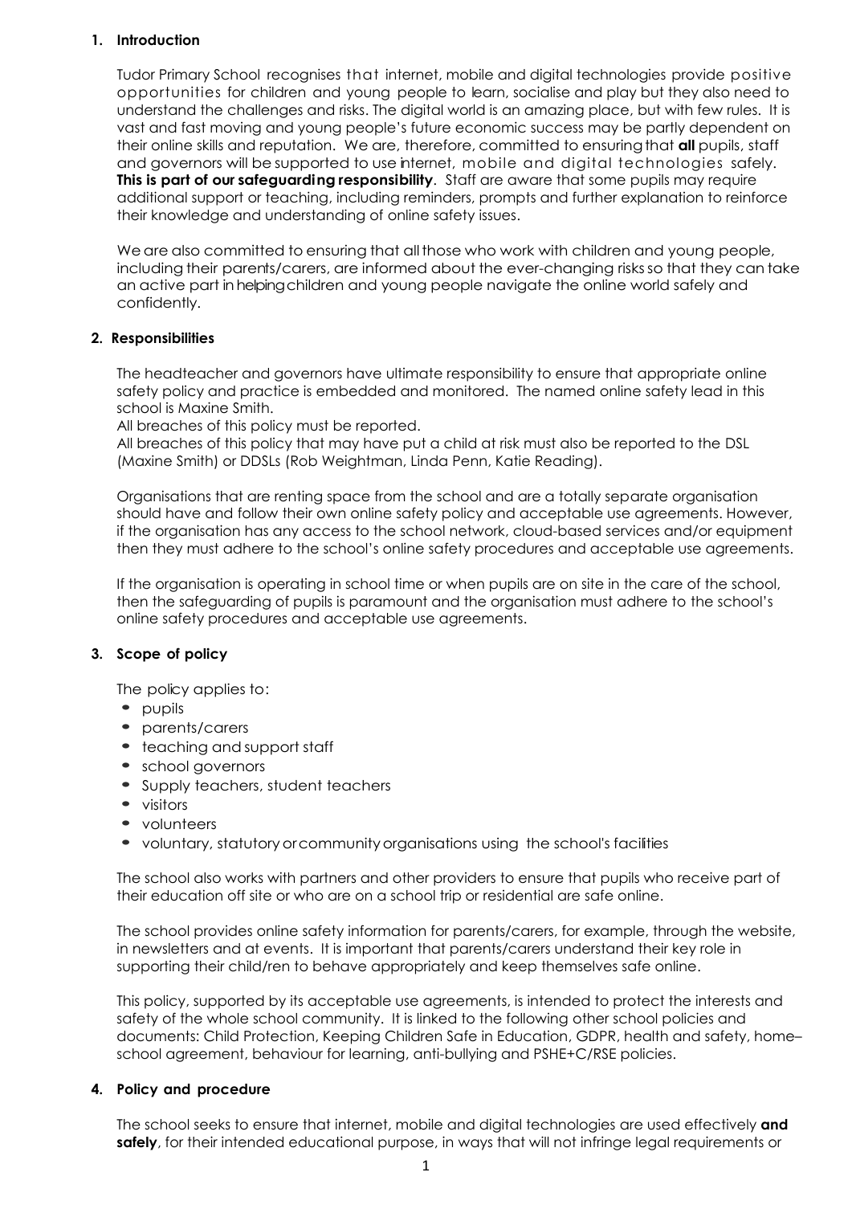## 1. Introduction

Tudor Primary School recognises that internet, mobile and digital technologies provide positive opportunities for children and young people to learn, socialise and play but they also need to understand the challenges and risks. The digital world is an amazing place, but with few rules. It is vast and fast moving and young people's future economic success may be partly dependent on their online skills and reputation. We are, therefore, committed to ensuring that **all** pupils, staff and governors will be supported to use internet, mobile and digital technologies safely. **This is part of our safeguarding responsibility**. Staff are aware that some pupils may require additional support or teaching, including reminders, prompts and further explanation to reinforce their knowledge and understanding of online safety issues.

We are also committed to ensuring that all those who work with children and young people, including their parents/carers, are informed about the ever-changing risks so that they can take an active part in helping children and young people navigate the online world safely and confidently.

## 2. Responsibilities

The headteacher and governors have ultimate responsibility to ensure that appropriate online safety policy and practice is embedded and monitored. The named online safety lead in this school is Maxine Smith.

All breaches of this policy must be reported.

All breaches of this policy that may have put a child at risk must also be reported to the DSL (Maxine Smith) or DDSLs (Rob Weightman, Linda Penn, Katie Reading).

Organisations that are renting space from the school and are a totally separate organisation should have and follow their own online safety policy and acceptable use agreements. However, if the organisation has any access to the school network, cloud-based services and/or equipment then they must adhere to the school's online safety procedures and acceptable use agreements.

If the organisation is operating in school time or when pupils are on site in the care of the school, then the safeguarding of pupils is paramount and the organisation must adhere to the school's online safety procedures and acceptable use agreements.

## 3. Scope of policy

The policy applies to:

- pupils
- parents/carers
- teaching and support staff
- school governors
- Supply teachers, student teachers
- visitors
- volunteers
- voluntary, statutory or community organisations using the school's facilities

The school also works with partners and other providers to ensure that pupils who receive part of their education off site or who are on a school trip or residential are safe online.

The school provides online safety information for parents/carers, for example, through the website, in newsletters and at events. It is important that parents/carers understand their key role in supporting their child/ren to behave appropriately and keep themselves safe online.

This policy, supported by its acceptable use agreements, is intended to protect the interests and safety of the whole school community. It is linked to the following other school policies and documents: Child Protection, Keeping Children Safe in Education, GDPR, health and safety, home–school agreement, behaviour for learning, anti-bullying and PSHE+C/RSE policies.

## 4. Policy and procedure

The school seeks to ensure that internet, mobile and digital technologies are used effectively **and safely**, for their intended educational purpose, in ways that will not infringe legal requirements or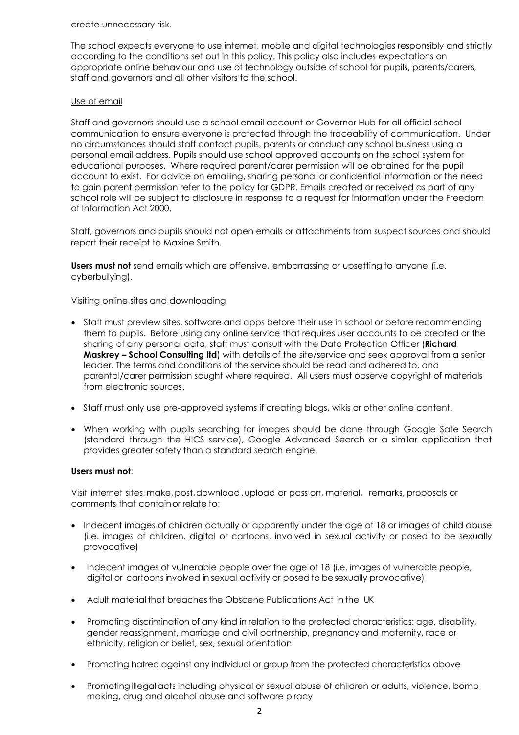create unnecessary risk.

The school expects everyone to use internet, mobile and digital technologies responsibly and strictly according to the conditions set out in this policy. This policy also includes expectations on appropriate online behaviour and use of technology outside of school for pupils, parents/carers, staff and governors and all other visitors to the school.

Use of email

Staff and governors should use a school email account or Governor Hub for all official school communication to ensure everyone is protected through the traceability of communication. Under no circumstances should staff contact pupils, parents or conduct any school business using a personal email address. Pupils should use school approved accounts on the school system for educational purposes. Where required parent/carer permission will be obtained for the pupil account to exist. For advice on emailing, sharing personal or confidential information or the need to gain parent permission refer to the policy for GDPR. Emails created or received as part of any school role will be subject to disclosure in response to a request for information under the Freedom of Information Act 2000.

Staff, governors and pupils should not open emails or attachments from suspect sources and should report their receipt to Maxine Smith.

**Users must not** send emails which are offensive, embarrassing or upsetting to anyone (i.e. cyberbullying).

Visiting online sites and downloading

- Staff must preview sites, software and apps before their use in school or before recommending them to pupils. Before using any online service that requires user accounts to be created or the sharing of any personal data, staff must consult with the Data Protection Officer (**Richard Maskrey – School Consulting ltd**) with details of the site/service and seek approval from a senior leader. The terms and conditions of the service should be read and adhered to, and parental/carer permission sought where required. All users must observe copyright of materials from electronic sources.
- Staff must only use pre-approved systems if creating blogs, wikis or other online content.
- When working with pupils searching for images should be done through Google Safe Search (standard through the HICS service), Google Advanced Search or a similar application that provides greater safety than a standard search engine.

**Users must not**:

Visit internet sites, make, post, download, upload or pass on, material, remarks, proposals or comments that contain or relate to:

- Indecent images of children actually or apparently under the age of 18 or images of child abuse (i.e. images of children, digital or cartoons, involved in sexual activity or posed to be sexually provocative)
- Indecent images of vulnerable people over the age of 18 (i.e. images of vulnerable people, digital or cartoons involved in sexual activity or posed to be sexually provocative)
- Adult material that breaches the Obscene Publications Act in the UK
- Promoting discrimination of any kind in relation to the protected characteristics: age, disability, gender reassignment, marriage and civil partnership, pregnancy and maternity, race or ethnicity, religion or belief, sex, sexual orientation
- Promoting hatred against any individual or group from the protected characteristics above
- Promoting illegal acts including physical or sexual abuse of children or adults, violence, bomb making, drug and alcohol abuse and software piracy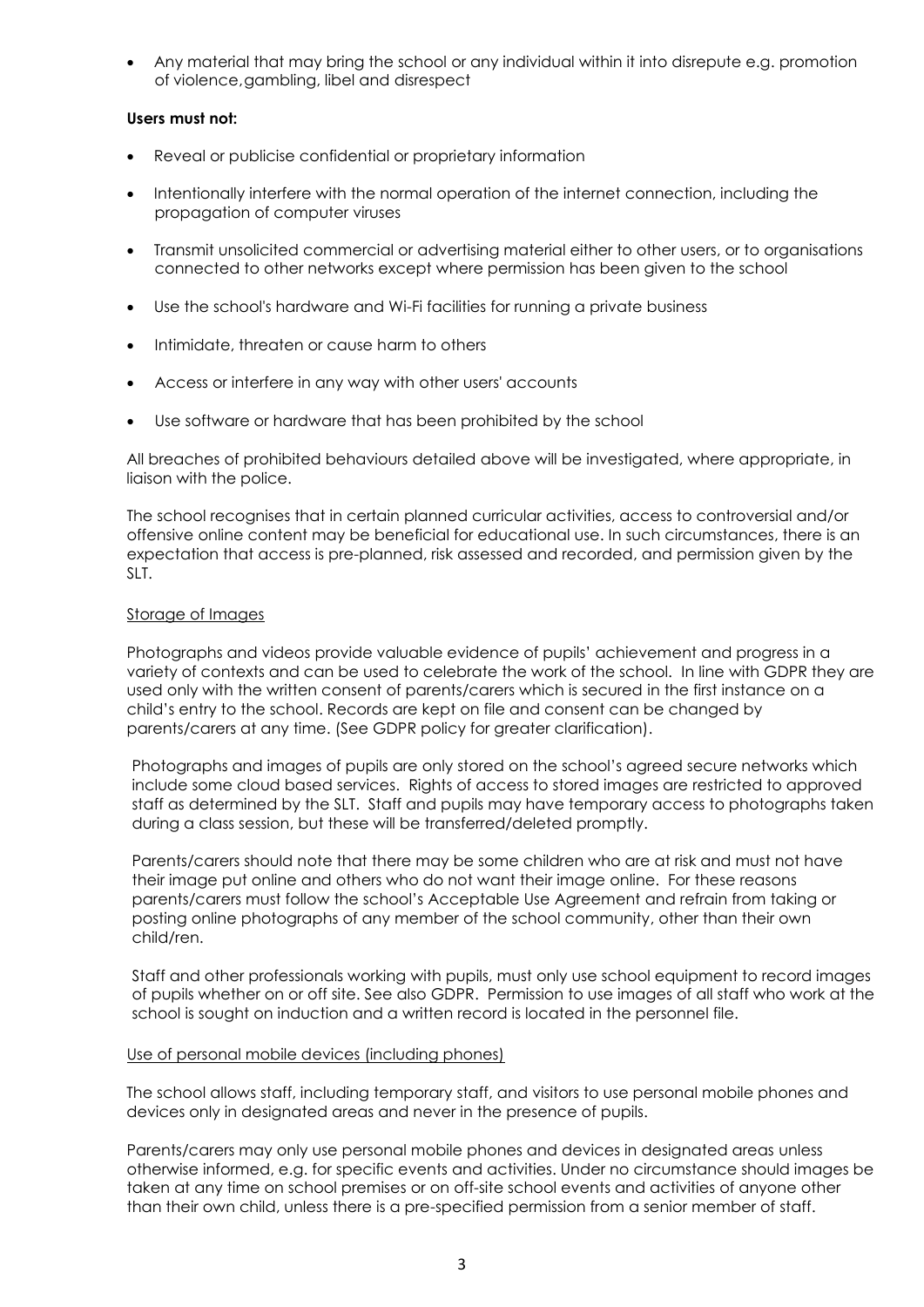- Any material that may bring the school or any individual within it into disrepute e.g. promotion of violence,gambling, libel and disrespect

**Users must not:**

- Reveal or publicise confidential or proprietary information
- Intentionally interfere with the normal operation of the internet connection, including the propagation of computer viruses
- Transmit unsolicited commercial or advertising material either to other users, or to organisations connected to other networks except where permission has been given to the school
- Use the school's hardware and Wi-Fi facilities for running a private business
- Intimidate, threaten or cause harm to others
- Access or interfere in any way with other users' accounts
- Use software or hardware that has been prohibited by the school

All breaches of prohibited behaviours detailed above will be investigated, where appropriate, in liaison with the police.

The school recognises that in certain planned curricular activities, access to controversial and/or offensive online content may be beneficial for educational use. In such circumstances, there is an expectation that access is pre-planned, risk assessed and recorded, and permission given by the SLT.

Storage of Images

Photographs and videos provide valuable evidence of pupils' achievement and progress in a variety of contexts and can be used to celebrate the work of the school. In line with GDPR they are used only with the written consent of parents/carers which is secured in the first instance on a child's entry to the school. Records are kept on file and consent can be changed by parents/carers at any time. (See GDPR policy for greater clarification).

Photographs and images of pupils are only stored on the school's agreed secure networks which include some cloud based services. Rights of access to stored images are restricted to approved staff as determined by the SLT. Staff and pupils may have temporary access to photographs taken during a class session, but these will be transferred/deleted promptly.

Parents/carers should note that there may be some children who are at risk and must not have their image put online and others who do not want their image online. For these reasons parents/carers must follow the school's Acceptable Use Agreement and refrain from taking or posting online photographs of any member of the school community, other than their own child/ren.

Staff and other professionals working with pupils, must only use school equipment to record images of pupils whether on or off site. See also GDPR. Permission to use images of all staff who work at the school is sought on induction and a written record is located in the personnel file.

Use of personal mobile devices (including phones)

The school allows staff, including temporary staff, and visitors to use personal mobile phones and devices only in designated areas and never in the presence of pupils.

Parents/carers may only use personal mobile phones and devices in designated areas unless otherwise informed, e.g. for specific events and activities. Under no circumstance should images be taken at any time on school premises or on off-site school events and activities of anyone other than their own child, unless there is a pre-specified permission from a senior member of staff.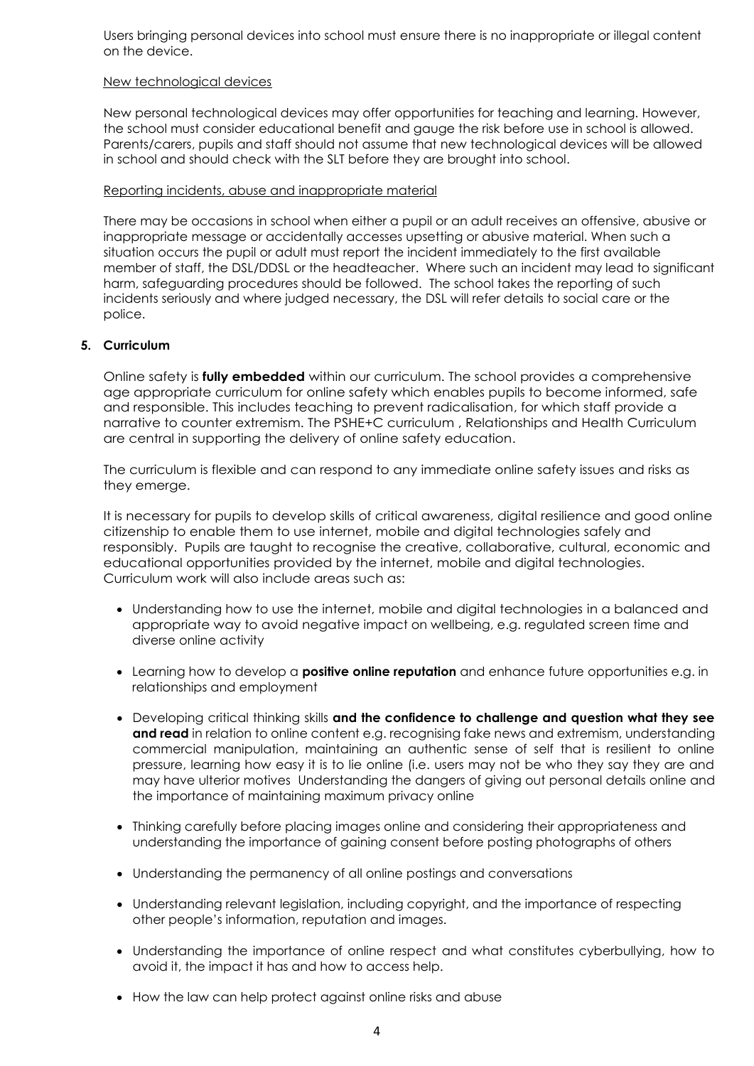Users bringing personal devices into school must ensure there is no inappropriate or illegal content on the device.

New technological devices

New personal technological devices may offer opportunities for teaching and learning. However, the school must consider educational benefit and gauge the risk before use in school is allowed. Parents/carers, pupils and staff should not assume that new technological devices will be allowed in school and should check with the SLT before they are brought into school.

Reporting incidents, abuse and inappropriate material

There may be occasions in school when either a pupil or an adult receives an offensive, abusive or inappropriate message or accidentally accesses upsetting or abusive material. When such a situation occurs the pupil or adult must report the incident immediately to the first available member of staff, the DSL/DDSL or the headteacher. Where such an incident may lead to significant harm, safeguarding procedures should be followed. The school takes the reporting of such incidents seriously and where judged necessary, the DSL will refer details to social care or the police.

## 5. Curriculum

Online safety is **fully embedded** within our curriculum. The school provides a comprehensive age appropriate curriculum for online safety which enables pupils to become informed, safe and responsible. This includes teaching to prevent radicalisation, for which staff provide a narrative to counter extremism. The PSHE+C curriculum , Relationships and Health Curriculum are central in supporting the delivery of online safety education.

The curriculum is flexible and can respond to any immediate online safety issues and risks as they emerge.

It is necessary for pupils to develop skills of critical awareness, digital resilience and good online citizenship to enable them to use internet, mobile and digital technologies safely and responsibly. Pupils are taught to recognise the creative, collaborative, cultural, economic and educational opportunities provided by the internet, mobile and digital technologies. Curriculum work will also include areas such as:

- Understanding how to use the internet, mobile and digital technologies in a balanced and appropriate way to avoid negative impact on wellbeing, e.g. regulated screen time and diverse online activity
- Learning how to develop a **positive online reputation** and enhance future opportunities e.g. in relationships and employment
- Developing critical thinking skills **and the confidence to challenge and question what they see and read** in relation to online content e.g. recognising fake news and extremism, understanding commercial manipulation, maintaining an authentic sense of self that is resilient to online pressure, learning how easy it is to lie online (i.e. users may not be who they say they are and may have ulterior motives Understanding the dangers of giving out personal details online and the importance of maintaining maximum privacy online
- Thinking carefully before placing images online and considering their appropriateness and understanding the importance of gaining consent before posting photographs of others
- Understanding the permanency of all online postings and conversations
- Understanding relevant legislation, including copyright, and the importance of respecting other people's information, reputation and images.
- Understanding the importance of online respect and what constitutes cyberbullying, how to avoid it, the impact it has and how to access help.
- How the law can help protect against online risks and abuse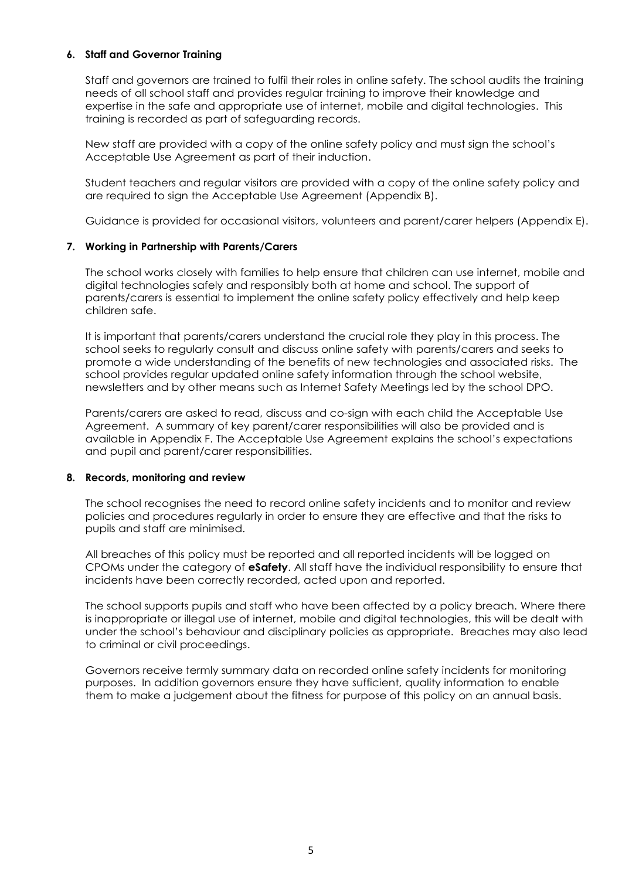**6. Staff and Governor Training**

Staff and governors are trained to fulfil their roles in online safety. The school audits the training needs of all school staff and provides regular training to improve their knowledge and expertise in the safe and appropriate use of internet, mobile and digital technologies. This training is recorded as part of safeguarding records.

New staff are provided with a copy of the online safety policy and must sign the school's Acceptable Use Agreement as part of their induction.

Student teachers and regular visitors are provided with a copy of the online safety policy and are required to sign the Acceptable Use Agreement (Appendix B).

Guidance is provided for occasional visitors, volunteers and parent/carer helpers (Appendix E).

**7. Working in Partnership with Parents/Carers**

The school works closely with families to help ensure that children can use internet, mobile and digital technologies safely and responsibly both at home and school. The support of parents/carers is essential to implement the online safety policy effectively and help keep children safe.

It is important that parents/carers understand the crucial role they play in this process. The school seeks to regularly consult and discuss online safety with parents/carers and seeks to promote a wide understanding of the benefits of new technologies and associated risks. The school provides regular updated online safety information through the school website, newsletters and by other means such as Internet Safety Meetings led by the school DPO.

Parents/carers are asked to read, discuss and co-sign with each child the Acceptable Use Agreement. A summary of key parent/carer responsibilities will also be provided and is available in Appendix F. The Acceptable Use Agreement explains the school's expectations and pupil and parent/carer responsibilities.

**8. Records, monitoring and review**

The school recognises the need to record online safety incidents and to monitor and review policies and procedures regularly in order to ensure they are effective and that the risks to pupils and staff are minimised.

All breaches of this policy must be reported and all reported incidents will be logged on CPOMs under the category of ***eSafety***. All staff have the individual responsibility to ensure that incidents have been correctly recorded, acted upon and reported.

The school supports pupils and staff who have been affected by a policy breach. Where there is inappropriate or illegal use of internet, mobile and digital technologies, this will be dealt with under the school's behaviour and disciplinary policies as appropriate. Breaches may also lead to criminal or civil proceedings.

Governors receive termly summary data on recorded online safety incidents for monitoring purposes. In addition governors ensure they have sufficient, quality information to enable them to make a judgement about the fitness for purpose of this policy on an annual basis.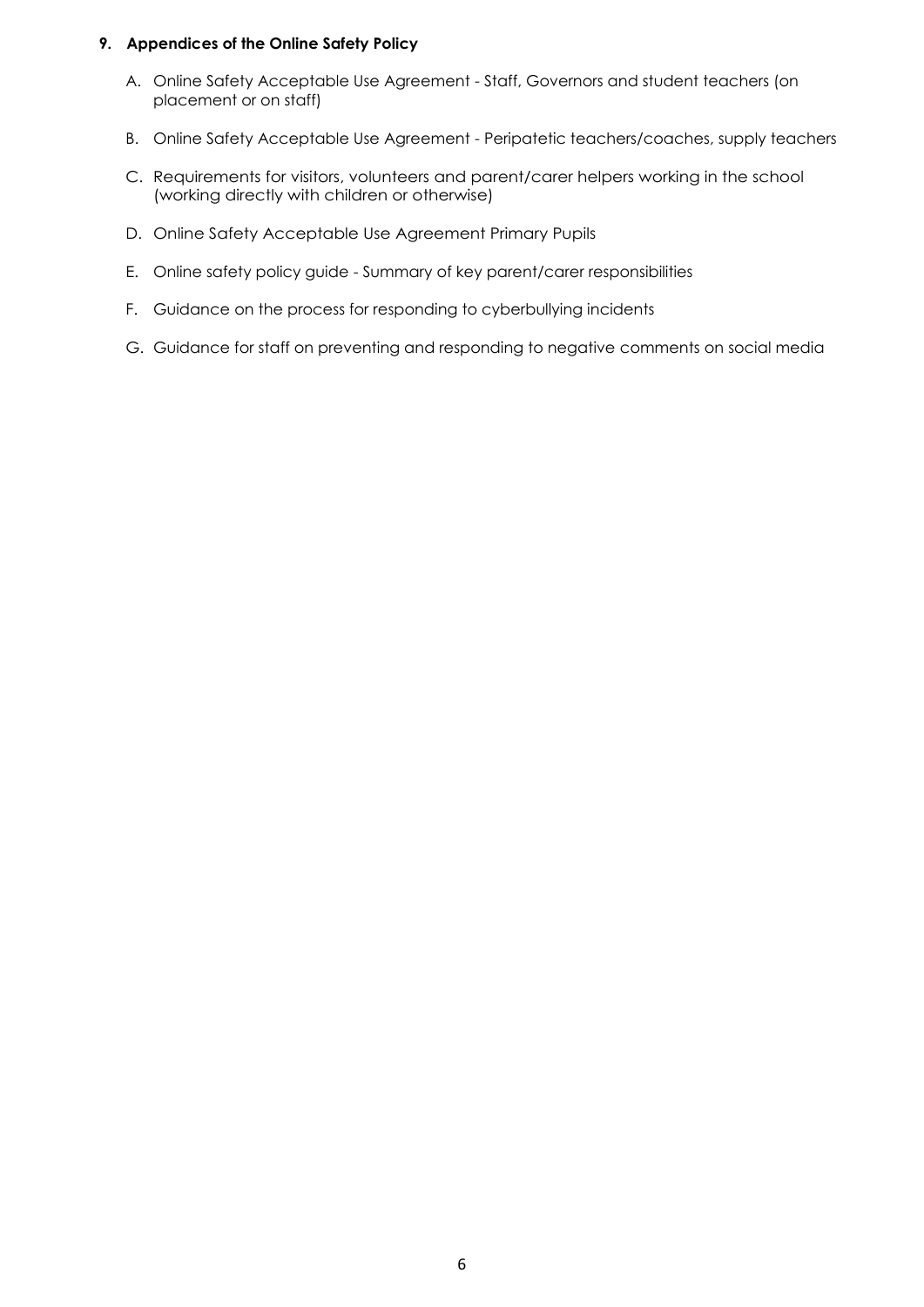## 9. Appendices of the Online Safety Policy

A. Online Safety Acceptable Use Agreement - Staff, Governors and student teachers (on placement or on staff)

B. Online Safety Acceptable Use Agreement - Peripatetic teachers/coaches, supply teachers

C. Requirements for visitors, volunteers and parent/carer helpers working in the school (working directly with children or otherwise)

D. Online Safety Acceptable Use Agreement Primary Pupils

E. Online safety policy guide - Summary of key parent/carer responsibilities

F. Guidance on the process for responding to cyberbullying incidents

G. Guidance for staff on preventing and responding to negative comments on social media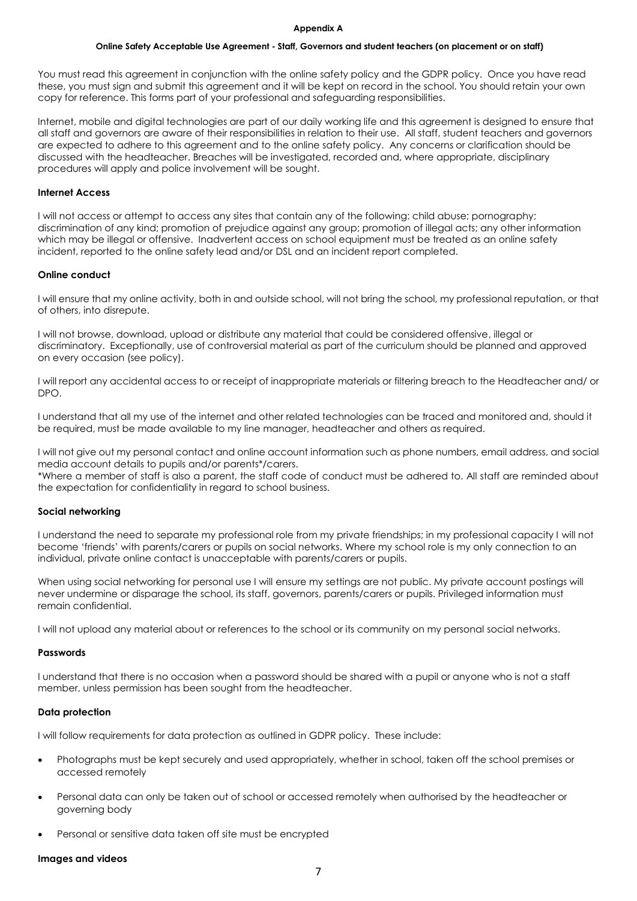**Appendix A**

**Online Safety Acceptable Use Agreement - Staff, Governors and student teachers (on placement or on staff)**

You must read this agreement in conjunction with the online safety policy and the GDPR policy. Once you have read these, you must sign and submit this agreement and it will be kept on record in the school. You should retain your own copy for reference. This forms part of your professional and safeguarding responsibilities.

Internet, mobile and digital technologies are part of our daily working life and this agreement is designed to ensure that all staff and governors are aware of their responsibilities in relation to their use. All staff, student teachers and governors are expected to adhere to this agreement and to the online safety policy. Any concerns or clarification should be discussed with the headteacher. Breaches will be investigated, recorded and, where appropriate, disciplinary procedures will apply and police involvement will be sought.

**Internet Access**

I will not access or attempt to access any sites that contain any of the following: child abuse; pornography; discrimination of any kind; promotion of prejudice against any group; promotion of illegal acts; any other information which may be illegal or offensive. Inadvertent access on school equipment must be treated as an online safety incident, reported to the online safety lead and/or DSL and an incident report completed.

**Online conduct**

I will ensure that my online activity, both in and outside school, will not bring the school, my professional reputation, or that of others, into disrepute.

I will not browse, download, upload or distribute any material that could be considered offensive, illegal or discriminatory. Exceptionally, use of controversial material as part of the curriculum should be planned and approved on every occasion (see policy).

I will report any accidental access to or receipt of inappropriate materials or filtering breach to the Headteacher and/ or DPO.

I understand that all my use of the internet and other related technologies can be traced and monitored and, should it be required, must be made available to my line manager, headteacher and others as required.

I will not give out my personal contact and online account information such as phone numbers, email address, and social media account details to pupils and/or parents*/carers.
*Where a member of staff is also a parent, the staff code of conduct must be adhered to. All staff are reminded about the expectation for confidentiality in regard to school business.

**Social networking**

I understand the need to separate my professional role from my private friendships; in my professional capacity I will not become 'friends' with parents/carers or pupils on social networks. Where my school role is my only connection to an individual, private online contact is unacceptable with parents/carers or pupils.

When using social networking for personal use I will ensure my settings are not public. My private account postings will never undermine or disparage the school, its staff, governors, parents/carers or pupils. Privileged information must remain confidential.

I will not upload any material about or references to the school or its community on my personal social networks.

**Passwords**

I understand that there is no occasion when a password should be shared with a pupil or anyone who is not a staff member, unless permission has been sought from the headteacher.

**Data protection**

I will follow requirements for data protection as outlined in GDPR policy. These include:

- Photographs must be kept securely and used appropriately, whether in school, taken off the school premises or accessed remotely
- Personal data can only be taken out of school or accessed remotely when authorised by the headteacher or governing body
- Personal or sensitive data taken off site must be encrypted

**Images and videos**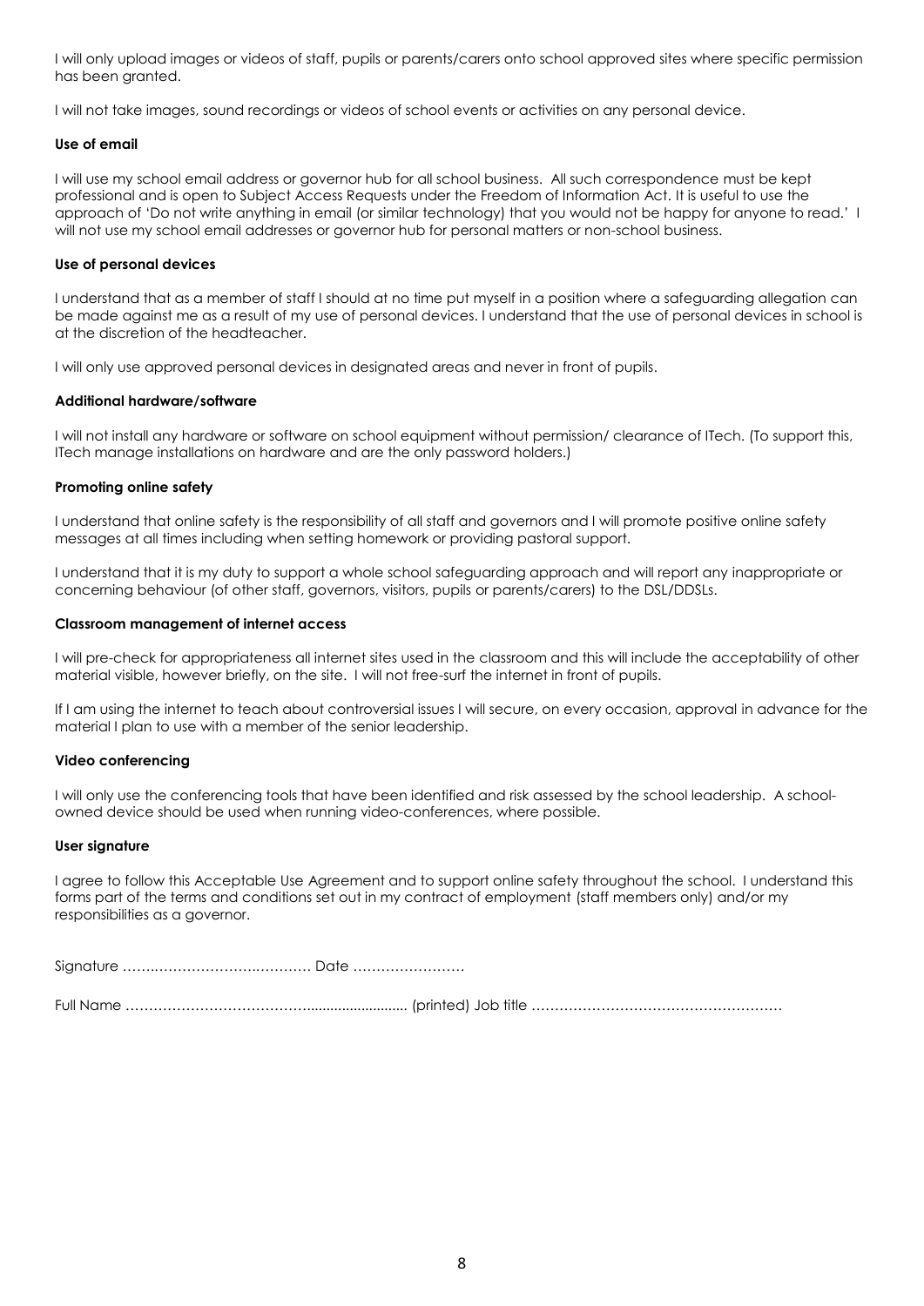I will only upload images or videos of staff, pupils or parents/carers onto school approved sites where specific permission has been granted.

I will not take images, sound recordings or videos of school events or activities on any personal device.

**Use of email**

I will use my school email address or governor hub for all school business. All such correspondence must be kept professional and is open to Subject Access Requests under the Freedom of Information Act. It is useful to use the approach of 'Do not write anything in email (or similar technology) that you would not be happy for anyone to read.' I will not use my school email addresses or governor hub for personal matters or non-school business.

**Use of personal devices**

I understand that as a member of staff I should at no time put myself in a position where a safeguarding allegation can be made against me as a result of my use of personal devices. I understand that the use of personal devices in school is at the discretion of the headteacher.

I will only use approved personal devices in designated areas and never in front of pupils.

**Additional hardware/software**

I will not install any hardware or software on school equipment without permission/ clearance of ITech. (To support this, ITech manage installations on hardware and are the only password holders.)

**Promoting online safety**

I understand that online safety is the responsibility of all staff and governors and I will promote positive online safety messages at all times including when setting homework or providing pastoral support.

I understand that it is my duty to support a whole school safeguarding approach and will report any inappropriate or concerning behaviour (of other staff, governors, visitors, pupils or parents/carers) to the DSL/DDSLs.

**Classroom management of internet access**

I will pre-check for appropriateness all internet sites used in the classroom and this will include the acceptability of other material visible, however briefly, on the site. I will not free-surf the internet in front of pupils.

If I am using the internet to teach about controversial issues I will secure, on every occasion, approval in advance for the material I plan to use with a member of the senior leadership.

**Video conferencing**

I will only use the conferencing tools that have been identified and risk assessed by the school leadership. A school-owned device should be used when running video-conferences, where possible.

**User signature**

I agree to follow this Acceptable Use Agreement and to support online safety throughout the school. I understand this forms part of the terms and conditions set out in my contract of employment (staff members only) and/or my responsibilities as a governor.

Signature ……………………………………… Date ……………………

Full Name ………………………………………………………… (printed) Job title ………………………………………………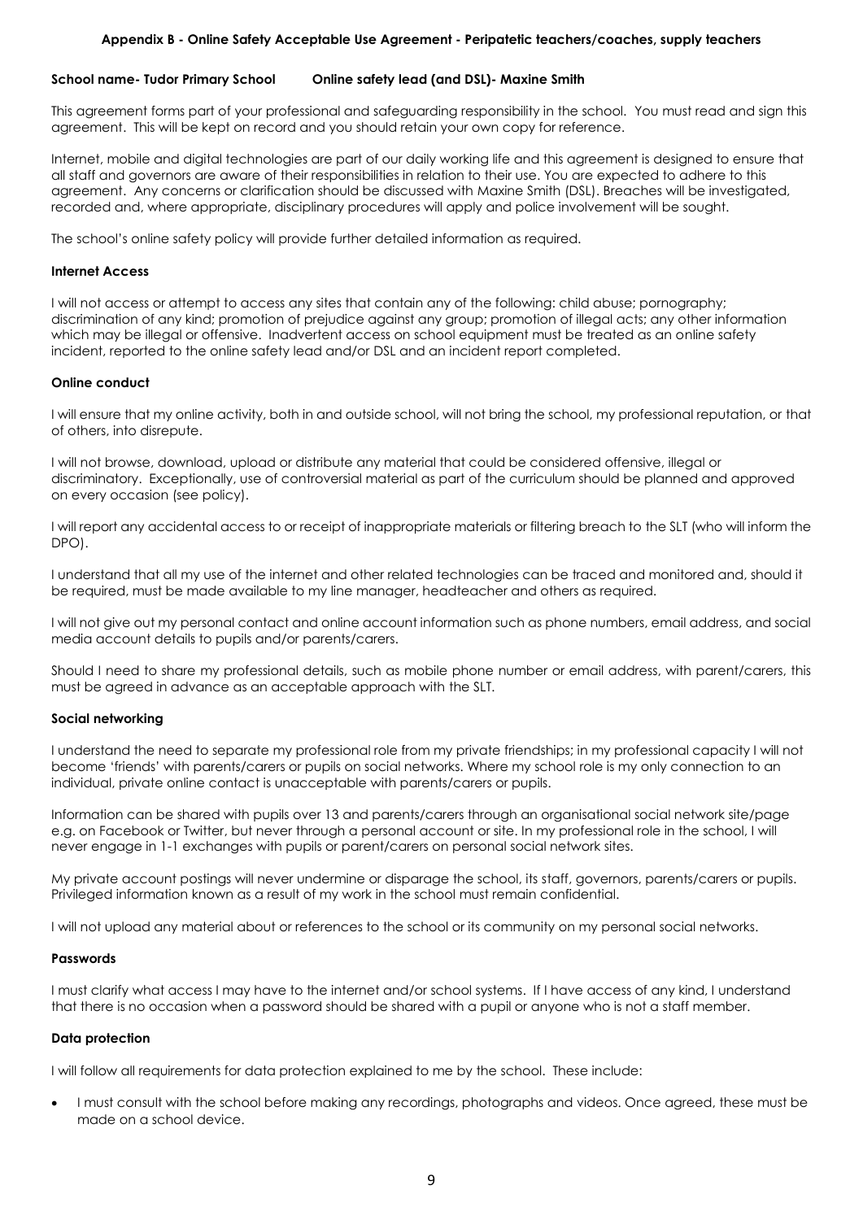## Appendix B - Online Safety Acceptable Use Agreement - Peripatetic teachers/coaches, supply teachers

**School name- Tudor Primary School        Online safety lead (and DSL)- Maxine Smith**

This agreement forms part of your professional and safeguarding responsibility in the school. You must read and sign this agreement. This will be kept on record and you should retain your own copy for reference.

Internet, mobile and digital technologies are part of our daily working life and this agreement is designed to ensure that all staff and governors are aware of their responsibilities in relation to their use. You are expected to adhere to this agreement. Any concerns or clarification should be discussed with Maxine Smith (DSL). Breaches will be investigated, recorded and, where appropriate, disciplinary procedures will apply and police involvement will be sought.

The school's online safety policy will provide further detailed information as required.

### Internet Access

I will not access or attempt to access any sites that contain any of the following: child abuse; pornography; discrimination of any kind; promotion of prejudice against any group; promotion of illegal acts; any other information which may be illegal or offensive. Inadvertent access on school equipment must be treated as an online safety incident, reported to the online safety lead and/or DSL and an incident report completed.

### Online conduct

I will ensure that my online activity, both in and outside school, will not bring the school, my professional reputation, or that of others, into disrepute.

I will not browse, download, upload or distribute any material that could be considered offensive, illegal or discriminatory. Exceptionally, use of controversial material as part of the curriculum should be planned and approved on every occasion (see policy).

I will report any accidental access to or receipt of inappropriate materials or filtering breach to the SLT (who will inform the DPO).

I understand that all my use of the internet and other related technologies can be traced and monitored and, should it be required, must be made available to my line manager, headteacher and others as required.

I will not give out my personal contact and online account information such as phone numbers, email address, and social media account details to pupils and/or parents/carers.

Should I need to share my professional details, such as mobile phone number or email address, with parent/carers, this must be agreed in advance as an acceptable approach with the SLT.

### Social networking

I understand the need to separate my professional role from my private friendships; in my professional capacity I will not become 'friends' with parents/carers or pupils on social networks. Where my school role is my only connection to an individual, private online contact is unacceptable with parents/carers or pupils.

Information can be shared with pupils over 13 and parents/carers through an organisational social network site/page e.g. on Facebook or Twitter, but never through a personal account or site. In my professional role in the school, I will never engage in 1-1 exchanges with pupils or parent/carers on personal social network sites.

My private account postings will never undermine or disparage the school, its staff, governors, parents/carers or pupils. Privileged information known as a result of my work in the school must remain confidential.

I will not upload any material about or references to the school or its community on my personal social networks.

### Passwords

I must clarify what access I may have to the internet and/or school systems. If I have access of any kind, I understand that there is no occasion when a password should be shared with a pupil or anyone who is not a staff member.

### Data protection

I will follow all requirements for data protection explained to me by the school. These include:

- I must consult with the school before making any recordings, photographs and videos. Once agreed, these must be made on a school device.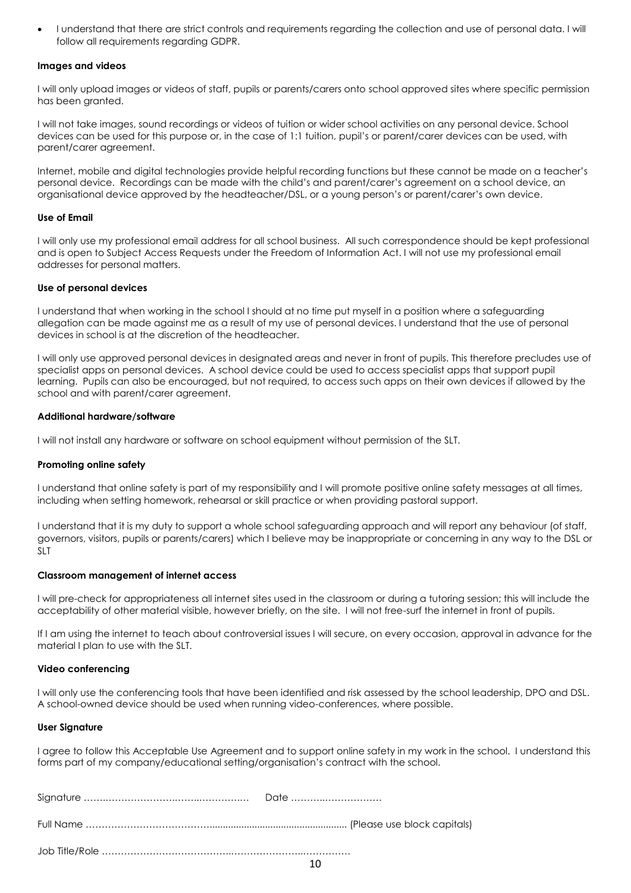- I understand that there are strict controls and requirements regarding the collection and use of personal data. I will follow all requirements regarding GDPR.

**Images and videos**

I will only upload images or videos of staff, pupils or parents/carers onto school approved sites where specific permission has been granted.

I will not take images, sound recordings or videos of tuition or wider school activities on any personal device. School devices can be used for this purpose or, in the case of 1:1 tuition, pupil's or parent/carer devices can be used, with parent/carer agreement.

Internet, mobile and digital technologies provide helpful recording functions but these cannot be made on a teacher's personal device. Recordings can be made with the child's and parent/carer's agreement on a school device, an organisational device approved by the headteacher/DSL, or a young person's or parent/carer's own device.

**Use of Email**

I will only use my professional email address for all school business. All such correspondence should be kept professional and is open to Subject Access Requests under the Freedom of Information Act. I will not use my professional email addresses for personal matters.

**Use of personal devices**

I understand that when working in the school I should at no time put myself in a position where a safeguarding allegation can be made against me as a result of my use of personal devices. I understand that the use of personal devices in school is at the discretion of the headteacher.

I will only use approved personal devices in designated areas and never in front of pupils. This therefore precludes use of specialist apps on personal devices. A school device could be used to access specialist apps that support pupil learning. Pupils can also be encouraged, but not required, to access such apps on their own devices if allowed by the school and with parent/carer agreement.

**Additional hardware/software**

I will not install any hardware or software on school equipment without permission of the SLT.

**Promoting online safety**

I understand that online safety is part of my responsibility and I will promote positive online safety messages at all times, including when setting homework, rehearsal or skill practice or when providing pastoral support.

I understand that it is my duty to support a whole school safeguarding approach and will report any behaviour (of staff, governors, visitors, pupils or parents/carers) which I believe may be inappropriate or concerning in any way to the DSL or SLT

**Classroom management of internet access**

I will pre-check for appropriateness all internet sites used in the classroom or during a tutoring session; this will include the acceptability of other material visible, however briefly, on the site. I will not free-surf the internet in front of pupils.

If I am using the internet to teach about controversial issues I will secure, on every occasion, approval in advance for the material I plan to use with the SLT.

**Video conferencing**

I will only use the conferencing tools that have been identified and risk assessed by the school leadership, DPO and DSL. A school-owned device should be used when running video-conferences, where possible.

**User Signature**

I agree to follow this Acceptable Use Agreement and to support online safety in my work in the school. I understand this forms part of my company/educational setting/organisation's contract with the school.

Signature …………………………………………………… Date ………………………

Full Name ………………………………………………………………………………… (Please use block capitals)

Job Title/Role ……………………………………………………………………………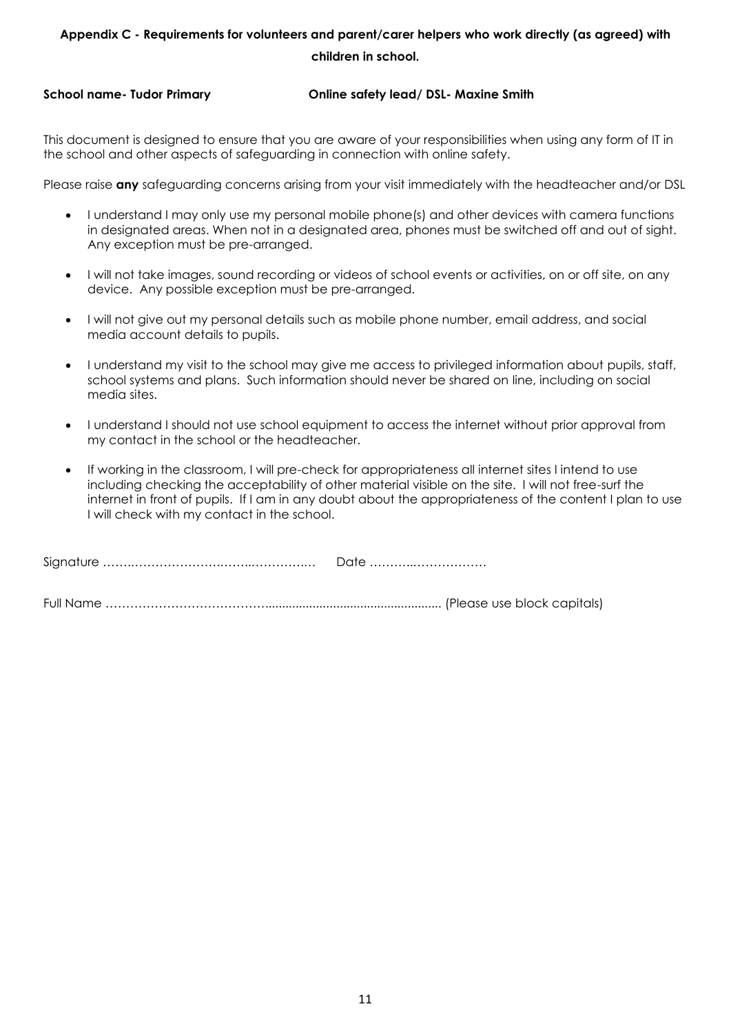## Appendix C - Requirements for volunteers and parent/carer helpers who work directly (as agreed) with children in school.

**School name- Tudor Primary** **Online safety lead/ DSL- Maxine Smith**

This document is designed to ensure that you are aware of your responsibilities when using any form of IT in the school and other aspects of safeguarding in connection with online safety.

Please raise **any** safeguarding concerns arising from your visit immediately with the headteacher and/or DSL

- I understand I may only use my personal mobile phone(s) and other devices with camera functions in designated areas. When not in a designated area, phones must be switched off and out of sight. Any exception must be pre-arranged.
- I will not take images, sound recording or videos of school events or activities, on or off site, on any device. Any possible exception must be pre-arranged.
- I will not give out my personal details such as mobile phone number, email address, and social media account details to pupils.
- I understand my visit to the school may give me access to privileged information about pupils, staff, school systems and plans. Such information should never be shared on line, including on social media sites.
- I understand I should not use school equipment to access the internet without prior approval from my contact in the school or the headteacher.
- If working in the classroom, I will pre-check for appropriateness all internet sites I intend to use including checking the acceptability of other material visible on the site. I will not free-surf the internet in front of pupils. If I am in any doubt about the appropriateness of the content I plan to use I will check with my contact in the school.

Signature …………………………………………………… Date ……………………………

Full Name ………………………………………………………………………………… (Please use block capitals)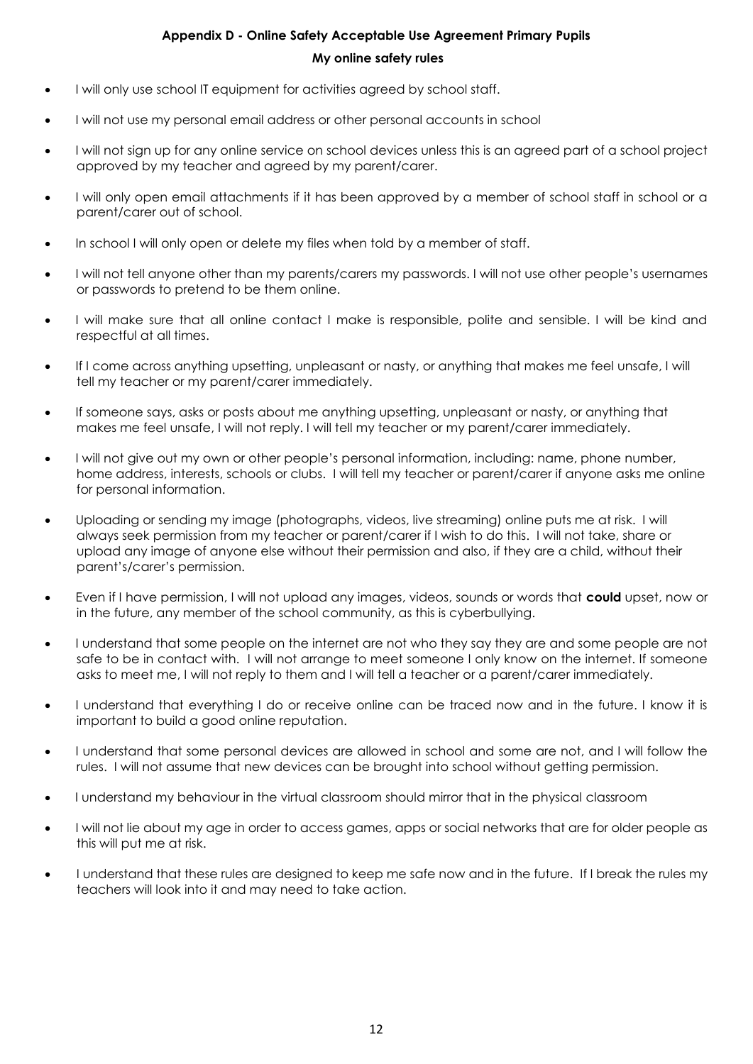## Appendix D - Online Safety Acceptable Use Agreement Primary Pupils

### My online safety rules

- I will only use school IT equipment for activities agreed by school staff.
- I will not use my personal email address or other personal accounts in school
- I will not sign up for any online service on school devices unless this is an agreed part of a school project approved by my teacher and agreed by my parent/carer.
- I will only open email attachments if it has been approved by a member of school staff in school or a parent/carer out of school.
- In school I will only open or delete my files when told by a member of staff.
- I will not tell anyone other than my parents/carers my passwords. I will not use other people's usernames or passwords to pretend to be them online.
- I will make sure that all online contact I make is responsible, polite and sensible. I will be kind and respectful at all times.
- If I come across anything upsetting, unpleasant or nasty, or anything that makes me feel unsafe, I will tell my teacher or my parent/carer immediately.
- If someone says, asks or posts about me anything upsetting, unpleasant or nasty, or anything that makes me feel unsafe, I will not reply. I will tell my teacher or my parent/carer immediately.
- I will not give out my own or other people's personal information, including: name, phone number, home address, interests, schools or clubs. I will tell my teacher or parent/carer if anyone asks me online for personal information.
- Uploading or sending my image (photographs, videos, live streaming) online puts me at risk. I will always seek permission from my teacher or parent/carer if I wish to do this. I will not take, share or upload any image of anyone else without their permission and also, if they are a child, without their parent's/carer's permission.
- Even if I have permission, I will not upload any images, videos, sounds or words that **could** upset, now or in the future, any member of the school community, as this is cyberbullying.
- I understand that some people on the internet are not who they say they are and some people are not safe to be in contact with. I will not arrange to meet someone I only know on the internet. If someone asks to meet me, I will not reply to them and I will tell a teacher or a parent/carer immediately.
- I understand that everything I do or receive online can be traced now and in the future. I know it is important to build a good online reputation.
- I understand that some personal devices are allowed in school and some are not, and I will follow the rules. I will not assume that new devices can be brought into school without getting permission.
- I understand my behaviour in the virtual classroom should mirror that in the physical classroom
- I will not lie about my age in order to access games, apps or social networks that are for older people as this will put me at risk.
- I understand that these rules are designed to keep me safe now and in the future. If I break the rules my teachers will look into it and may need to take action.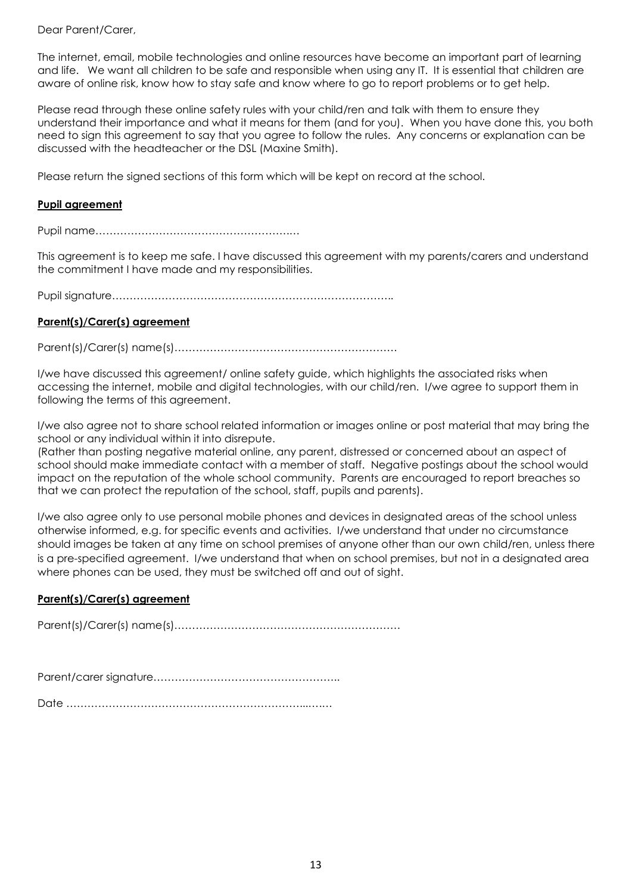Dear Parent/Carer,

The internet, email, mobile technologies and online resources have become an important part of learning and life. We want all children to be safe and responsible when using any IT. It is essential that children are aware of online risk, know how to stay safe and know where to go to report problems or to get help.

Please read through these online safety rules with your child/ren and talk with them to ensure they understand their importance and what it means for them (and for you). When you have done this, you both need to sign this agreement to say that you agree to follow the rules. Any concerns or explanation can be discussed with the headteacher or the DSL (Maxine Smith).

Please return the signed sections of this form which will be kept on record at the school.

**Pupil agreement**

Pupil name……………………………………………….…

This agreement is to keep me safe. I have discussed this agreement with my parents/carers and understand the commitment I have made and my responsibilities.

Pupil signature……………………………………………………………………..

**Parent(s)/Carer(s) agreement**

Parent(s)/Carer(s) name(s)………………………………………………………

I/we have discussed this agreement/ online safety guide, which highlights the associated risks when accessing the internet, mobile and digital technologies, with our child/ren. I/we agree to support them in following the terms of this agreement.

I/we also agree not to share school related information or images online or post material that may bring the school or any individual within it into disrepute.
(Rather than posting negative material online, any parent, distressed or concerned about an aspect of school should make immediate contact with a member of staff. Negative postings about the school would impact on the reputation of the whole school community. Parents are encouraged to report breaches so that we can protect the reputation of the school, staff, pupils and parents).

I/we also agree only to use personal mobile phones and devices in designated areas of the school unless otherwise informed, e.g. for specific events and activities. I/we understand that under no circumstance should images be taken at any time on school premises of anyone other than our own child/ren, unless there is a pre-specified agreement. I/we understand that when on school premises, but not in a designated area where phones can be used, they must be switched off and out of sight.

**Parent(s)/Carer(s) agreement**

Parent(s)/Carer(s) name(s)………………………………………………………

Parent/carer signature……………………………………………..

Date …………………………………………………………...….…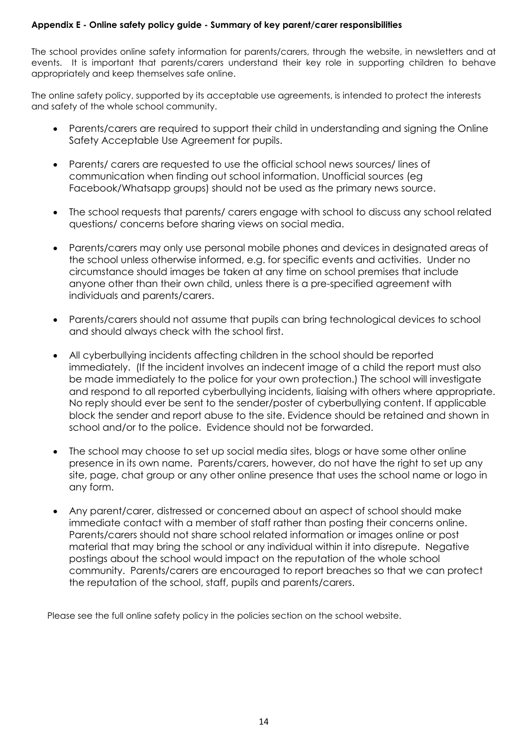**Appendix E - Online safety policy guide - Summary of key parent/carer responsibilities**

The school provides online safety information for parents/carers, through the website, in newsletters and at events. It is important that parents/carers understand their key role in supporting children to behave appropriately and keep themselves safe online.

The online safety policy, supported by its acceptable use agreements, is intended to protect the interests and safety of the whole school community.

- Parents/carers are required to support their child in understanding and signing the Online Safety Acceptable Use Agreement for pupils.
- Parents/ carers are requested to use the official school news sources/ lines of communication when finding out school information. Unofficial sources (eg Facebook/Whatsapp groups) should not be used as the primary news source.
- The school requests that parents/ carers engage with school to discuss any school related questions/ concerns before sharing views on social media.
- Parents/carers may only use personal mobile phones and devices in designated areas of the school unless otherwise informed, e.g. for specific events and activities. Under no circumstance should images be taken at any time on school premises that include anyone other than their own child, unless there is a pre-specified agreement with individuals and parents/carers.
- Parents/carers should not assume that pupils can bring technological devices to school and should always check with the school first.
- All cyberbullying incidents affecting children in the school should be reported immediately. (If the incident involves an indecent image of a child the report must also be made immediately to the police for your own protection.) The school will investigate and respond to all reported cyberbullying incidents, liaising with others where appropriate. No reply should ever be sent to the sender/poster of cyberbullying content. If applicable block the sender and report abuse to the site. Evidence should be retained and shown in school and/or to the police. Evidence should not be forwarded.
- The school may choose to set up social media sites, blogs or have some other online presence in its own name. Parents/carers, however, do not have the right to set up any site, page, chat group or any other online presence that uses the school name or logo in any form.
- Any parent/carer, distressed or concerned about an aspect of school should make immediate contact with a member of staff rather than posting their concerns online. Parents/carers should not share school related information or images online or post material that may bring the school or any individual within it into disrepute. Negative postings about the school would impact on the reputation of the whole school community. Parents/carers are encouraged to report breaches so that we can protect the reputation of the school, staff, pupils and parents/carers.

Please see the full online safety policy in the policies section on the school website.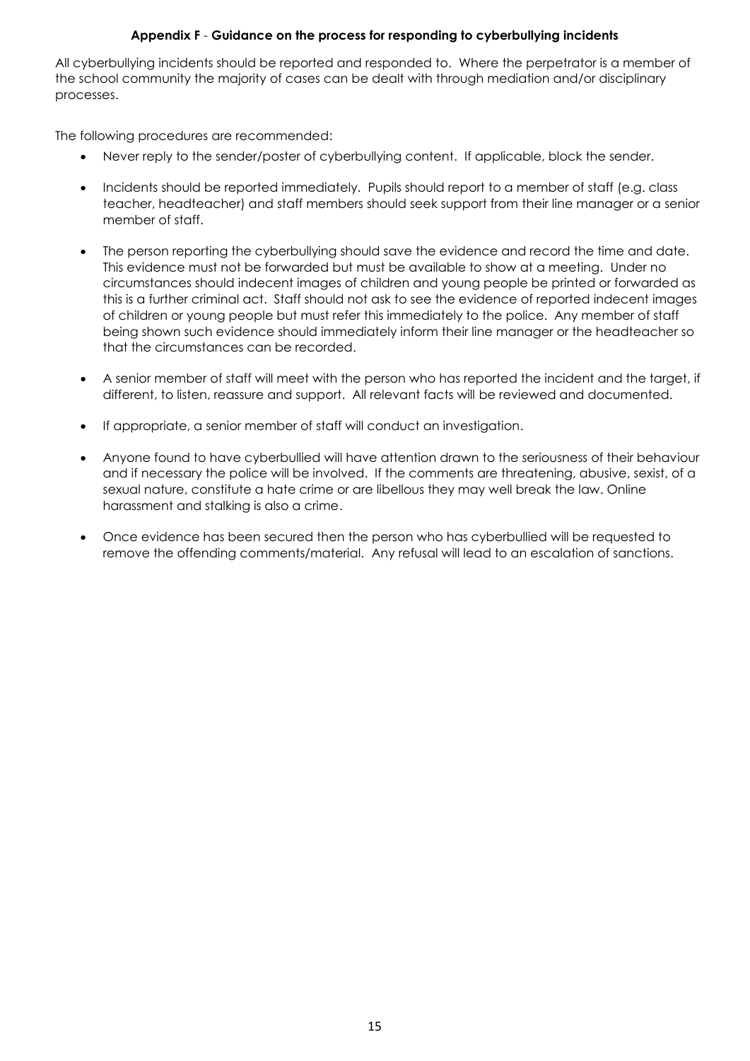### **Appendix F - Guidance on the process for responding to cyberbullying incidents**

All cyberbullying incidents should be reported and responded to. Where the perpetrator is a member of the school community the majority of cases can be dealt with through mediation and/or disciplinary processes.

The following procedures are recommended:

- Never reply to the sender/poster of cyberbullying content. If applicable, block the sender.
- Incidents should be reported immediately. Pupils should report to a member of staff (e.g. class teacher, headteacher) and staff members should seek support from their line manager or a senior member of staff.
- The person reporting the cyberbullying should save the evidence and record the time and date. This evidence must not be forwarded but must be available to show at a meeting. Under no circumstances should indecent images of children and young people be printed or forwarded as this is a further criminal act. Staff should not ask to see the evidence of reported indecent images of children or young people but must refer this immediately to the police. Any member of staff being shown such evidence should immediately inform their line manager or the headteacher so that the circumstances can be recorded.
- A senior member of staff will meet with the person who has reported the incident and the target, if different, to listen, reassure and support. All relevant facts will be reviewed and documented.
- If appropriate, a senior member of staff will conduct an investigation.
- Anyone found to have cyberbullied will have attention drawn to the seriousness of their behaviour and if necessary the police will be involved. If the comments are threatening, abusive, sexist, of a sexual nature, constitute a hate crime or are libellous they may well break the law. Online harassment and stalking is also a crime.
- Once evidence has been secured then the person who has cyberbullied will be requested to remove the offending comments/material. Any refusal will lead to an escalation of sanctions.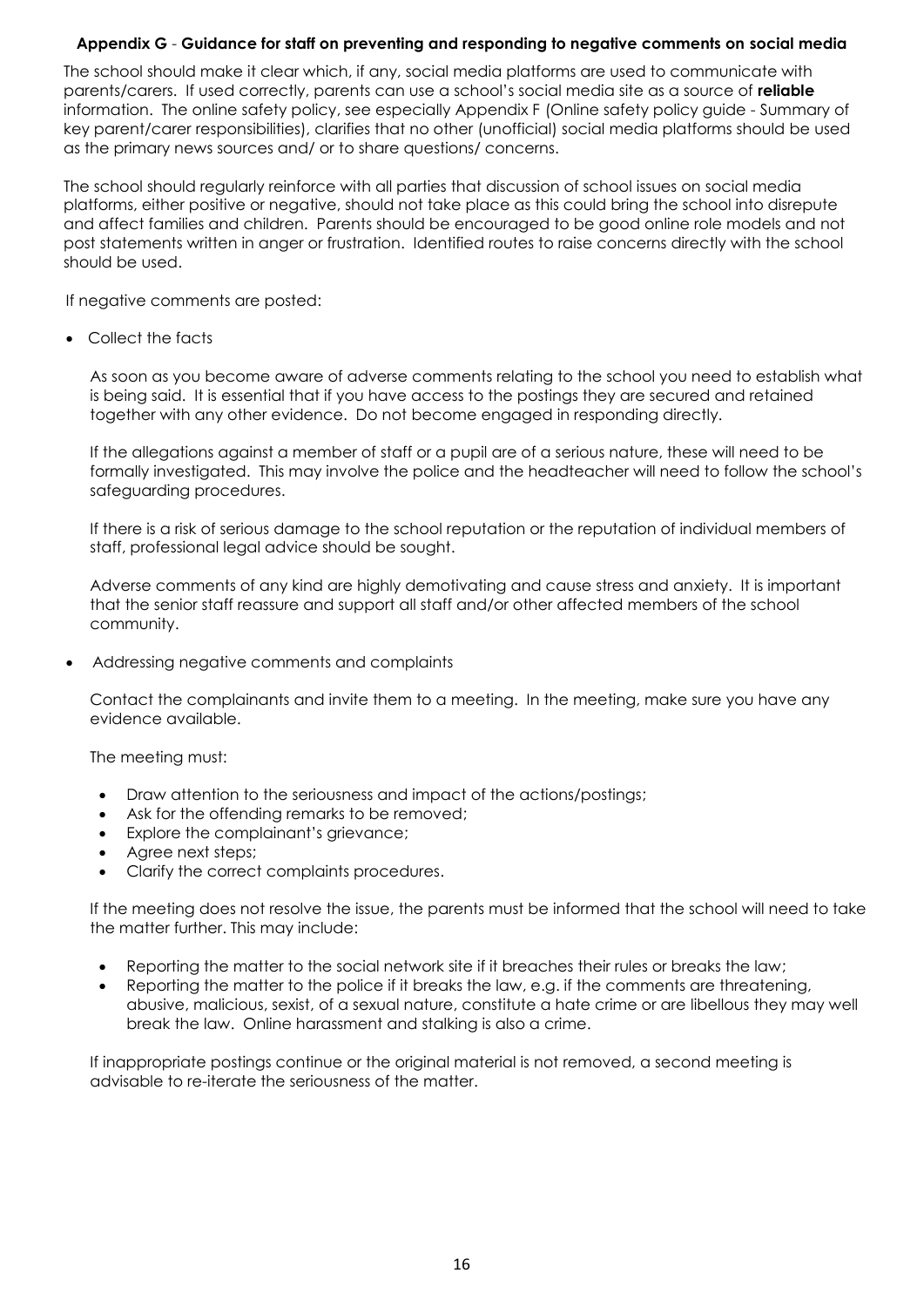## Appendix G - Guidance for staff on preventing and responding to negative comments on social media

The school should make it clear which, if any, social media platforms are used to communicate with parents/carers. If used correctly, parents can use a school's social media site as a source of **reliable** information. The online safety policy, see especially Appendix F (Online safety policy guide - Summary of key parent/carer responsibilities), clarifies that no other (unofficial) social media platforms should be used as the primary news sources and/ or to share questions/ concerns.

The school should regularly reinforce with all parties that discussion of school issues on social media platforms, either positive or negative, should not take place as this could bring the school into disrepute and affect families and children. Parents should be encouraged to be good online role models and not post statements written in anger or frustration. Identified routes to raise concerns directly with the school should be used.

If negative comments are posted:

- Collect the facts

  As soon as you become aware of adverse comments relating to the school you need to establish what is being said. It is essential that if you have access to the postings they are secured and retained together with any other evidence. Do not become engaged in responding directly.

  If the allegations against a member of staff or a pupil are of a serious nature, these will need to be formally investigated. This may involve the police and the headteacher will need to follow the school's safeguarding procedures.

  If there is a risk of serious damage to the school reputation or the reputation of individual members of staff, professional legal advice should be sought.

  Adverse comments of any kind are highly demotivating and cause stress and anxiety. It is important that the senior staff reassure and support all staff and/or other affected members of the school community.

- Addressing negative comments and complaints

  Contact the complainants and invite them to a meeting. In the meeting, make sure you have any evidence available.

  The meeting must:

  - Draw attention to the seriousness and impact of the actions/postings;
  - Ask for the offending remarks to be removed;
  - Explore the complainant's grievance;
  - Agree next steps;
  - Clarify the correct complaints procedures.

  If the meeting does not resolve the issue, the parents must be informed that the school will need to take the matter further. This may include:

  - Reporting the matter to the social network site if it breaches their rules or breaks the law;
  - Reporting the matter to the police if it breaks the law, e.g. if the comments are threatening, abusive, malicious, sexist, of a sexual nature, constitute a hate crime or are libellous they may well break the law. Online harassment and stalking is also a crime.

  If inappropriate postings continue or the original material is not removed, a second meeting is advisable to re-iterate the seriousness of the matter.